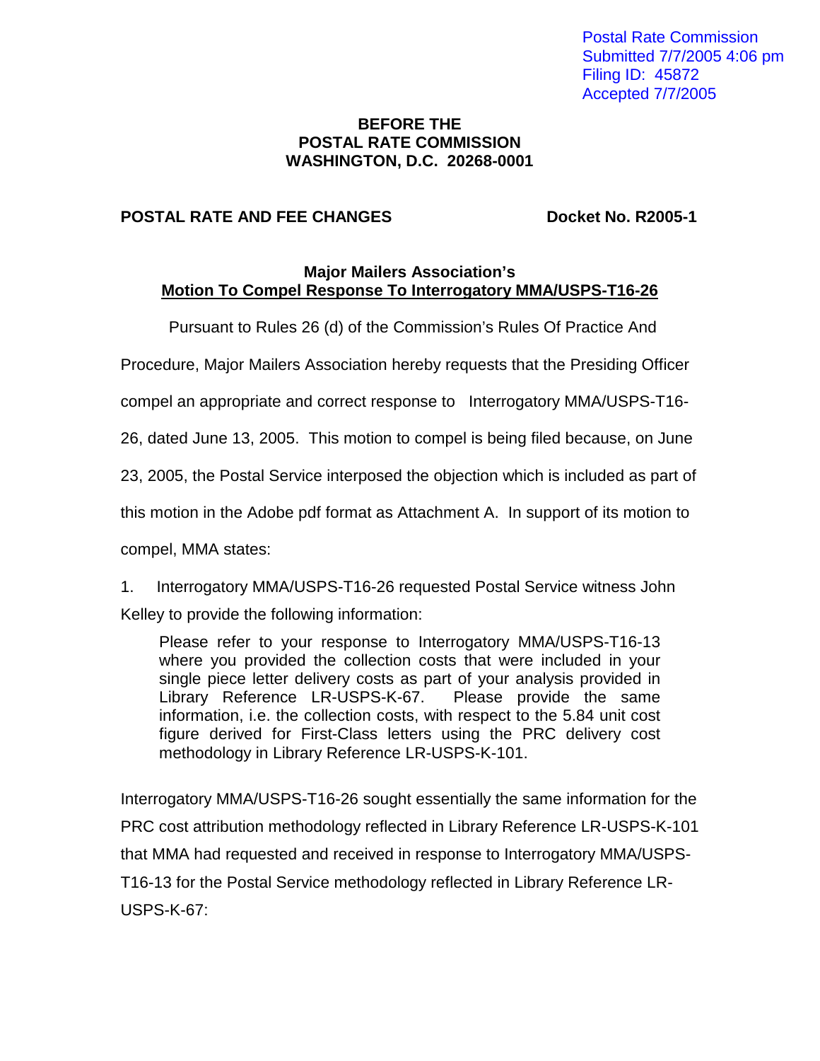Postal Rate Commission
Submitted 7/7/2005 4:06 pm
Filing ID: 45872
Accepted 7/7/2005

**BEFORE THE**
**POSTAL RATE COMMISSION**
**WASHINGTON, D.C. 20268-0001**

**POSTAL RATE AND FEE CHANGES** **Docket No. R2005-1**

**Major Mailers Association's**
**Motion To Compel Response To Interrogatory MMA/USPS-T16-26**

Pursuant to Rules 26 (d) of the Commission's Rules Of Practice And Procedure, Major Mailers Association hereby requests that the Presiding Officer compel an appropriate and correct response to Interrogatory MMA/USPS-T16-26, dated June 13, 2005. This motion to compel is being filed because, on June 23, 2005, the Postal Service interposed the objection which is included as part of this motion in the Adobe pdf format as Attachment A. In support of its motion to compel, MMA states:

1. Interrogatory MMA/USPS-T16-26 requested Postal Service witness John Kelley to provide the following information:

> Please refer to your response to Interrogatory MMA/USPS-T16-13 where you provided the collection costs that were included in your single piece letter delivery costs as part of your analysis provided in Library Reference LR-USPS-K-67. Please provide the same information, i.e. the collection costs, with respect to the 5.84 unit cost figure derived for First-Class letters using the PRC delivery cost methodology in Library Reference LR-USPS-K-101.

Interrogatory MMA/USPS-T16-26 sought essentially the same information for the PRC cost attribution methodology reflected in Library Reference LR-USPS-K-101 that MMA had requested and received in response to Interrogatory MMA/USPS-T16-13 for the Postal Service methodology reflected in Library Reference LR-USPS-K-67: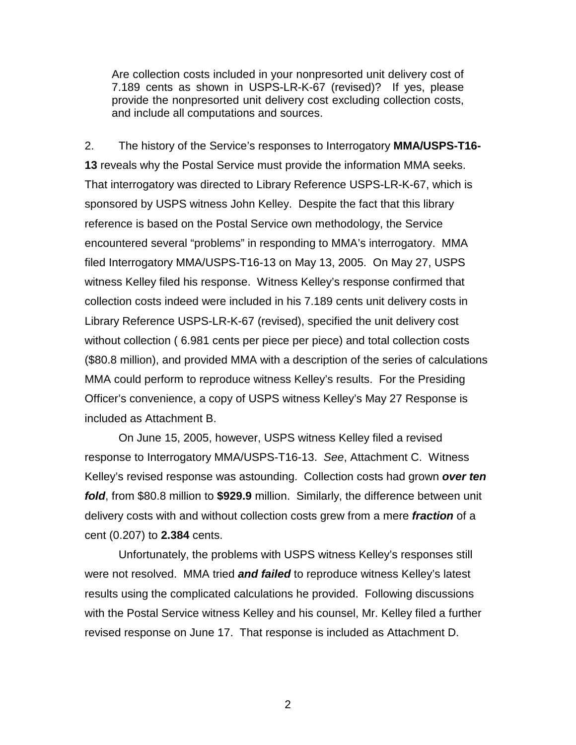> Are collection costs included in your nonpresorted unit delivery cost of 7.189 cents as shown in USPS-LR-K-67 (revised)? If yes, please provide the nonpresorted unit delivery cost excluding collection costs, and include all computations and sources.

2. The history of the Service's responses to Interrogatory **MMA/USPS-T16-13** reveals why the Postal Service must provide the information MMA seeks. That interrogatory was directed to Library Reference USPS-LR-K-67, which is sponsored by USPS witness John Kelley. Despite the fact that this library reference is based on the Postal Service own methodology, the Service encountered several "problems" in responding to MMA's interrogatory. MMA filed Interrogatory MMA/USPS-T16-13 on May 13, 2005. On May 27, USPS witness Kelley filed his response. Witness Kelley's response confirmed that collection costs indeed were included in his 7.189 cents unit delivery costs in Library Reference USPS-LR-K-67 (revised), specified the unit delivery cost without collection ( 6.981 cents per piece per piece) and total collection costs ($80.8 million), and provided MMA with a description of the series of calculations MMA could perform to reproduce witness Kelley's results. For the Presiding Officer's convenience, a copy of USPS witness Kelley's May 27 Response is included as Attachment B.

On June 15, 2005, however, USPS witness Kelley filed a revised response to Interrogatory MMA/USPS-T16-13. *See*, Attachment C. Witness Kelley's revised response was astounding. Collection costs had grown ***over ten fold***, from $80.8 million to **$929.9** million. Similarly, the difference between unit delivery costs with and without collection costs grew from a mere ***fraction*** of a cent (0.207) to **2.384** cents.

Unfortunately, the problems with USPS witness Kelley's responses still were not resolved. MMA tried ***and failed*** to reproduce witness Kelley's latest results using the complicated calculations he provided. Following discussions with the Postal Service witness Kelley and his counsel, Mr. Kelley filed a further revised response on June 17. That response is included as Attachment D.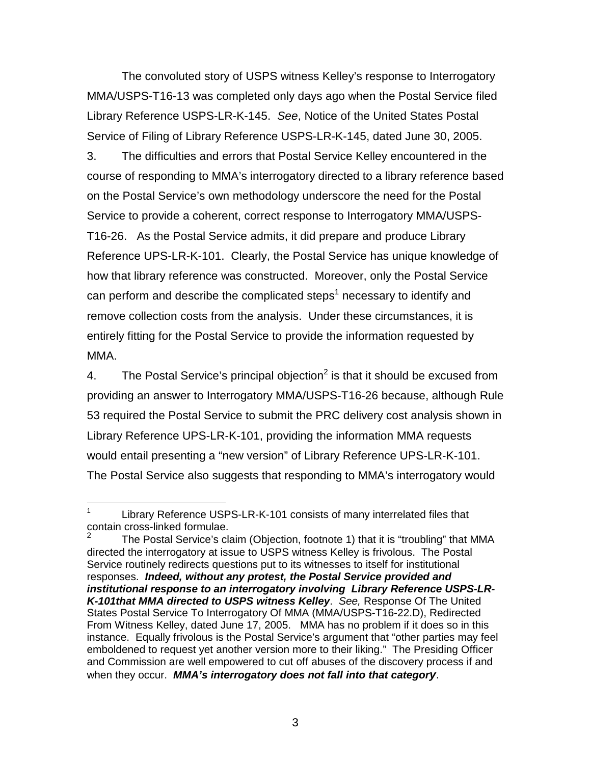The convoluted story of USPS witness Kelley's response to Interrogatory MMA/USPS-T16-13 was completed only days ago when the Postal Service filed Library Reference USPS-LR-K-145. *See*, Notice of the United States Postal Service of Filing of Library Reference USPS-LR-K-145, dated June 30, 2005.

3. The difficulties and errors that Postal Service Kelley encountered in the course of responding to MMA's interrogatory directed to a library reference based on the Postal Service's own methodology underscore the need for the Postal Service to provide a coherent, correct response to Interrogatory MMA/USPS-T16-26. As the Postal Service admits, it did prepare and produce Library Reference UPS-LR-K-101. Clearly, the Postal Service has unique knowledge of how that library reference was constructed. Moreover, only the Postal Service can perform and describe the complicated steps[1] necessary to identify and remove collection costs from the analysis. Under these circumstances, it is entirely fitting for the Postal Service to provide the information requested by MMA.

4. The Postal Service's principal objection[2] is that it should be excused from providing an answer to Interrogatory MMA/USPS-T16-26 because, although Rule 53 required the Postal Service to submit the PRC delivery cost analysis shown in Library Reference UPS-LR-K-101, providing the information MMA requests would entail presenting a "new version" of Library Reference UPS-LR-K-101. The Postal Service also suggests that responding to MMA's interrogatory would

---

[1] Library Reference USPS-LR-K-101 consists of many interrelated files that contain cross-linked formulae.

[2] The Postal Service's claim (Objection, footnote 1) that it is "troubling" that MMA directed the interrogatory at issue to USPS witness Kelley is frivolous. The Postal Service routinely redirects questions put to its witnesses to itself for institutional responses. ***Indeed, without any protest, the Postal Service provided and institutional response to an interrogatory involving Library Reference USPS-LR-K-101that MMA directed to USPS witness Kelley***. *See,* Response Of The United States Postal Service To Interrogatory Of MMA (MMA/USPS-T16-22.D), Redirected From Witness Kelley, dated June 17, 2005. MMA has no problem if it does so in this instance. Equally frivolous is the Postal Service's argument that "other parties may feel emboldened to request yet another version more to their liking." The Presiding Officer and Commission are well empowered to cut off abuses of the discovery process if and when they occur. ***MMA's interrogatory does not fall into that category***.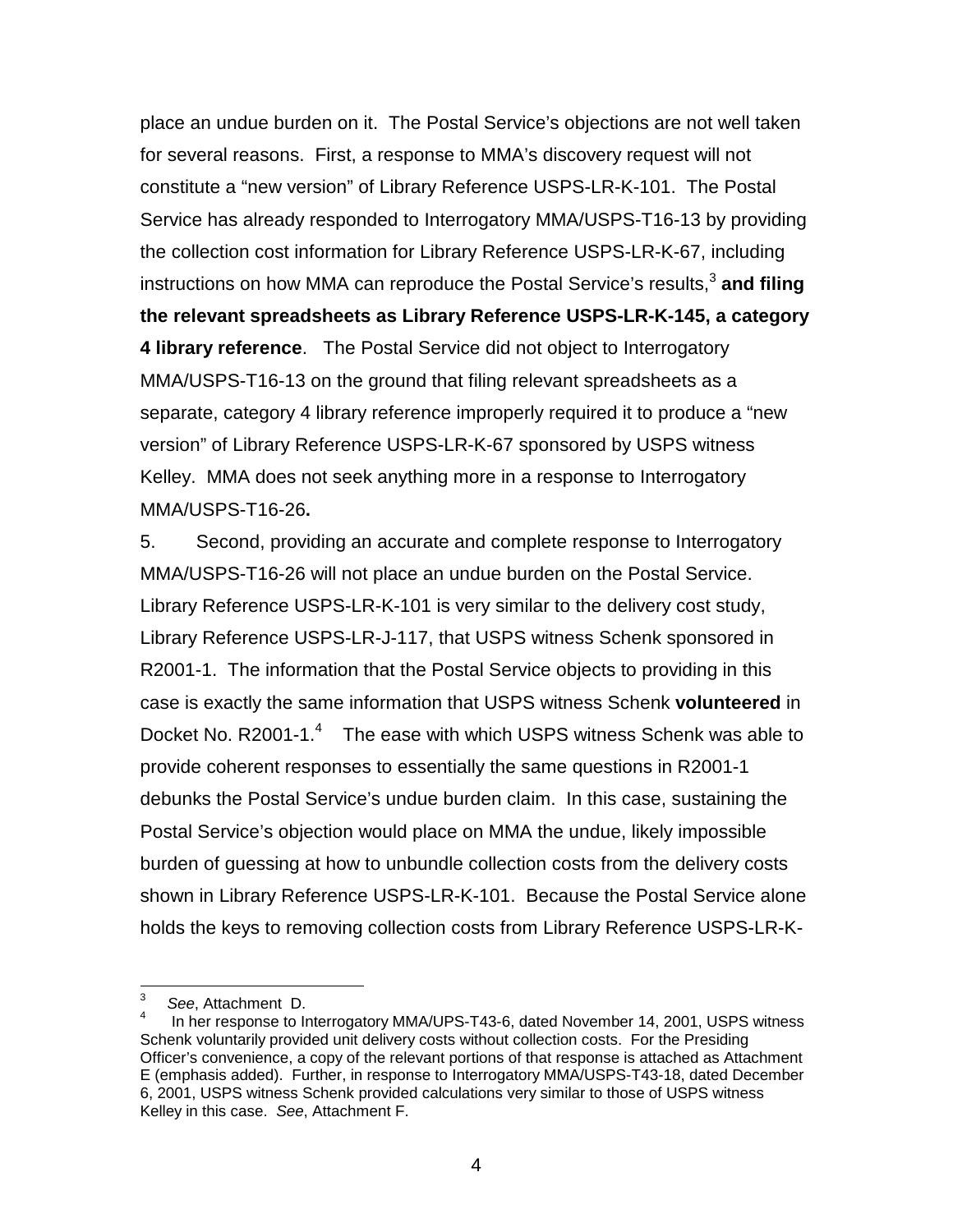place an undue burden on it. The Postal Service's objections are not well taken for several reasons. First, a response to MMA's discovery request will not constitute a "new version" of Library Reference USPS-LR-K-101. The Postal Service has already responded to Interrogatory MMA/USPS-T16-13 by providing the collection cost information for Library Reference USPS-LR-K-67, including instructions on how MMA can reproduce the Postal Service's results,[3] **and filing the relevant spreadsheets as Library Reference USPS-LR-K-145, a category 4 library reference**. The Postal Service did not object to Interrogatory MMA/USPS-T16-13 on the ground that filing relevant spreadsheets as a separate, category 4 library reference improperly required it to produce a "new version" of Library Reference USPS-LR-K-67 sponsored by USPS witness Kelley. MMA does not seek anything more in a response to Interrogatory MMA/USPS-T16-26**.**

5. Second, providing an accurate and complete response to Interrogatory MMA/USPS-T16-26 will not place an undue burden on the Postal Service. Library Reference USPS-LR-K-101 is very similar to the delivery cost study, Library Reference USPS-LR-J-117, that USPS witness Schenk sponsored in R2001-1. The information that the Postal Service objects to providing in this case is exactly the same information that USPS witness Schenk **volunteered** in Docket No. R2001-1.[4] The ease with which USPS witness Schenk was able to provide coherent responses to essentially the same questions in R2001-1 debunks the Postal Service's undue burden claim. In this case, sustaining the Postal Service's objection would place on MMA the undue, likely impossible burden of guessing at how to unbundle collection costs from the delivery costs shown in Library Reference USPS-LR-K-101. Because the Postal Service alone holds the keys to removing collection costs from Library Reference USPS-LR-K-

---

[3] *See*, Attachment D.

[4] In her response to Interrogatory MMA/UPS-T43-6, dated November 14, 2001, USPS witness Schenk voluntarily provided unit delivery costs without collection costs. For the Presiding Officer's convenience, a copy of the relevant portions of that response is attached as Attachment E (emphasis added). Further, in response to Interrogatory MMA/USPS-T43-18, dated December 6, 2001, USPS witness Schenk provided calculations very similar to those of USPS witness Kelley in this case. *See*, Attachment F.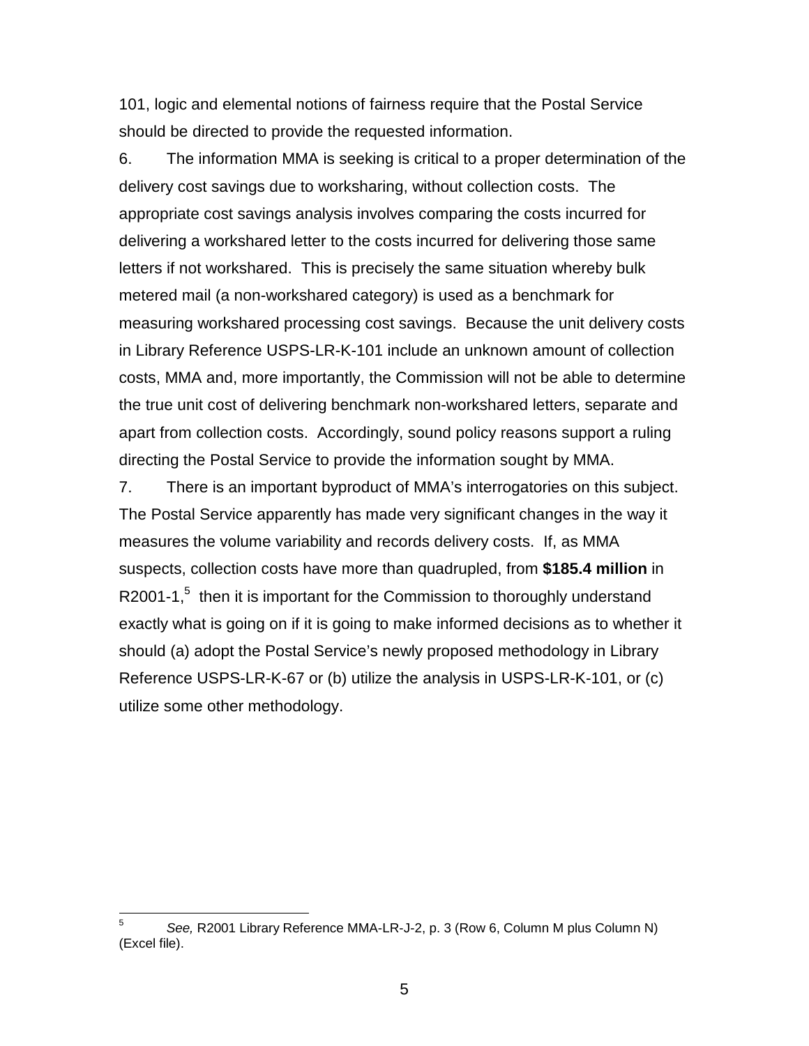101, logic and elemental notions of fairness require that the Postal Service should be directed to provide the requested information.

6. The information MMA is seeking is critical to a proper determination of the delivery cost savings due to worksharing, without collection costs. The appropriate cost savings analysis involves comparing the costs incurred for delivering a workshared letter to the costs incurred for delivering those same letters if not workshared. This is precisely the same situation whereby bulk metered mail (a non-workshared category) is used as a benchmark for measuring workshared processing cost savings. Because the unit delivery costs in Library Reference USPS-LR-K-101 include an unknown amount of collection costs, MMA and, more importantly, the Commission will not be able to determine the true unit cost of delivering benchmark non-workshared letters, separate and apart from collection costs. Accordingly, sound policy reasons support a ruling directing the Postal Service to provide the information sought by MMA.

7. There is an important byproduct of MMA's interrogatories on this subject. The Postal Service apparently has made very significant changes in the way it measures the volume variability and records delivery costs. If, as MMA suspects, collection costs have more than quadrupled, from **$185.4 million** in R2001-1,[5] then it is important for the Commission to thoroughly understand exactly what is going on if it is going to make informed decisions as to whether it should (a) adopt the Postal Service's newly proposed methodology in Library Reference USPS-LR-K-67 or (b) utilize the analysis in USPS-LR-K-101, or (c) utilize some other methodology.

---

[5] *See,* R2001 Library Reference MMA-LR-J-2, p. 3 (Row 6, Column M plus Column N) (Excel file).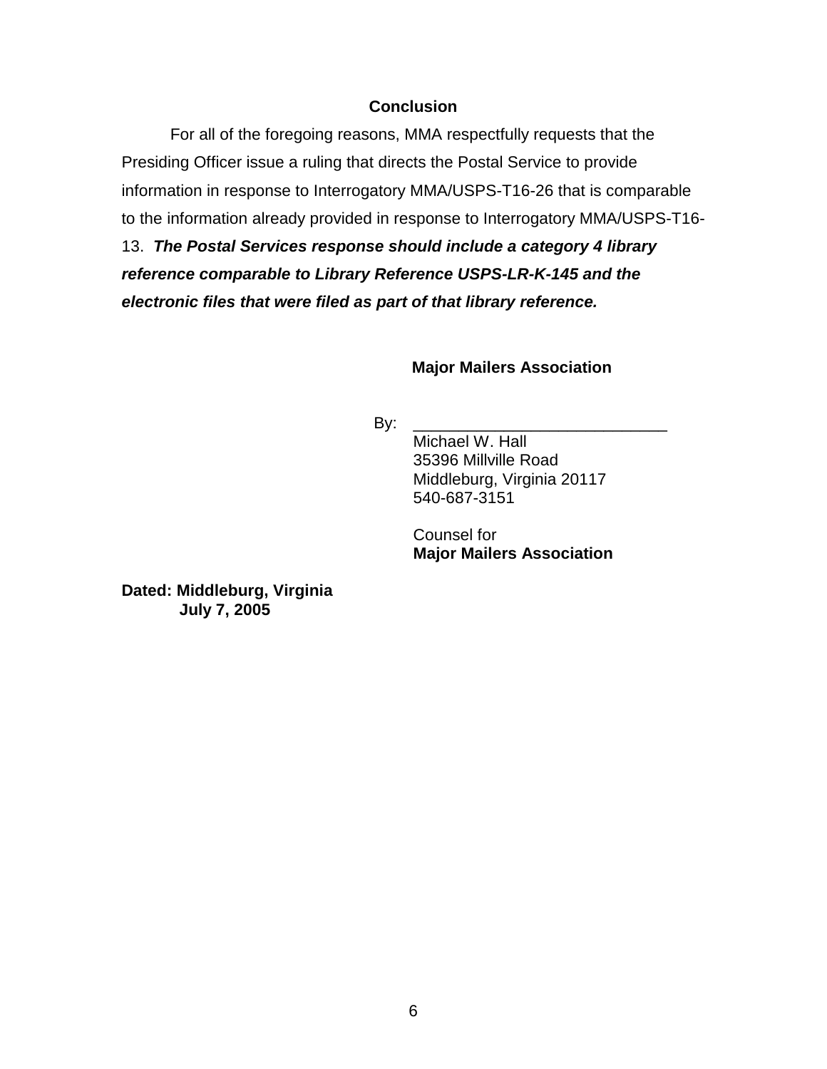## Conclusion

For all of the foregoing reasons, MMA respectfully requests that the Presiding Officer issue a ruling that directs the Postal Service to provide information in response to Interrogatory MMA/USPS-T16-26 that is comparable to the information already provided in response to Interrogatory MMA/USPS-T16-13. ***The Postal Services response should include a category 4 library reference comparable to Library Reference USPS-LR-K-145 and the electronic files that were filed as part of that library reference.***

**Major Mailers Association**

By: ____________________________
Michael W. Hall
35396 Millville Road
Middleburg, Virginia 20117
540-687-3151

Counsel for
**Major Mailers Association**

**Dated: Middleburg, Virginia**
**July 7, 2005**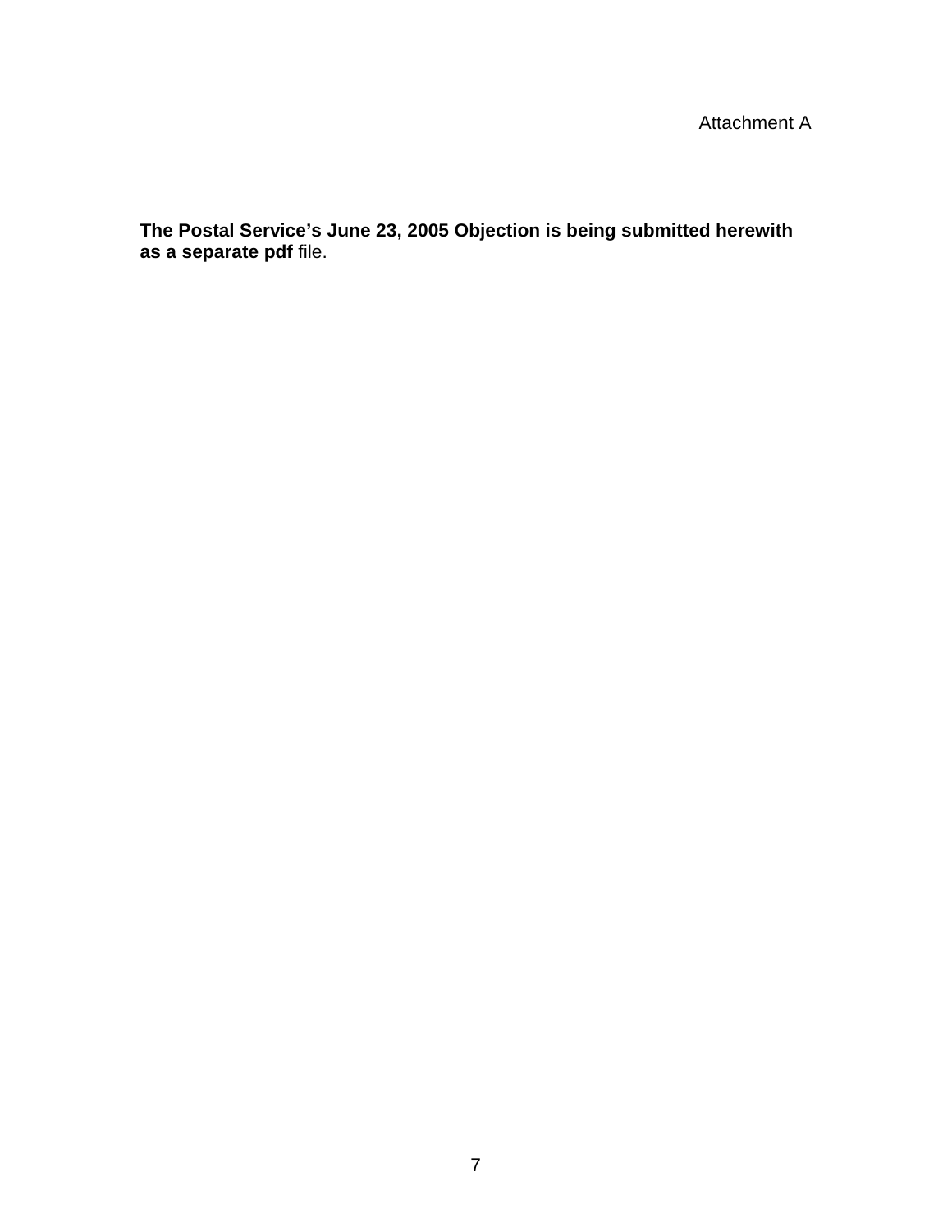Attachment A

**The Postal Service's June 23, 2005 Objection is being submitted herewith as a separate pdf** file.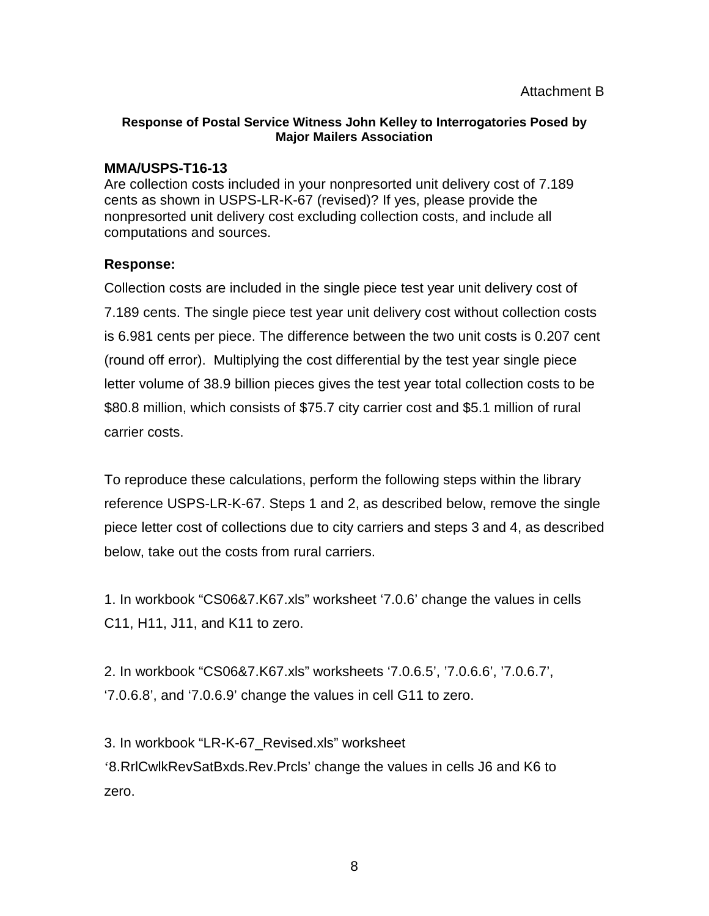Attachment B

**Response of Postal Service Witness John Kelley to Interrogatories Posed by Major Mailers Association**

**MMA/USPS-T16-13**

Are collection costs included in your nonpresorted unit delivery cost of 7.189 cents as shown in USPS-LR-K-67 (revised)? If yes, please provide the nonpresorted unit delivery cost excluding collection costs, and include all computations and sources.

**Response:**

Collection costs are included in the single piece test year unit delivery cost of 7.189 cents. The single piece test year unit delivery cost without collection costs is 6.981 cents per piece. The difference between the two unit costs is 0.207 cent (round off error). Multiplying the cost differential by the test year single piece letter volume of 38.9 billion pieces gives the test year total collection costs to be $80.8 million, which consists of $75.7 city carrier cost and $5.1 million of rural carrier costs.

To reproduce these calculations, perform the following steps within the library reference USPS-LR-K-67. Steps 1 and 2, as described below, remove the single piece letter cost of collections due to city carriers and steps 3 and 4, as described below, take out the costs from rural carriers.

1. In workbook “CS06&7.K67.xls” worksheet ‘7.0.6’ change the values in cells C11, H11, J11, and K11 to zero.

2. In workbook “CS06&7.K67.xls” worksheets ‘7.0.6.5’, ’7.0.6.6’, ’7.0.6.7’, ‘7.0.6.8’, and ‘7.0.6.9’ change the values in cell G11 to zero.

3. In workbook “LR-K-67_Revised.xls” worksheet ‘8.RrlCwlkRevSatBxds.Rev.Prcls’ change the values in cells J6 and K6 to zero.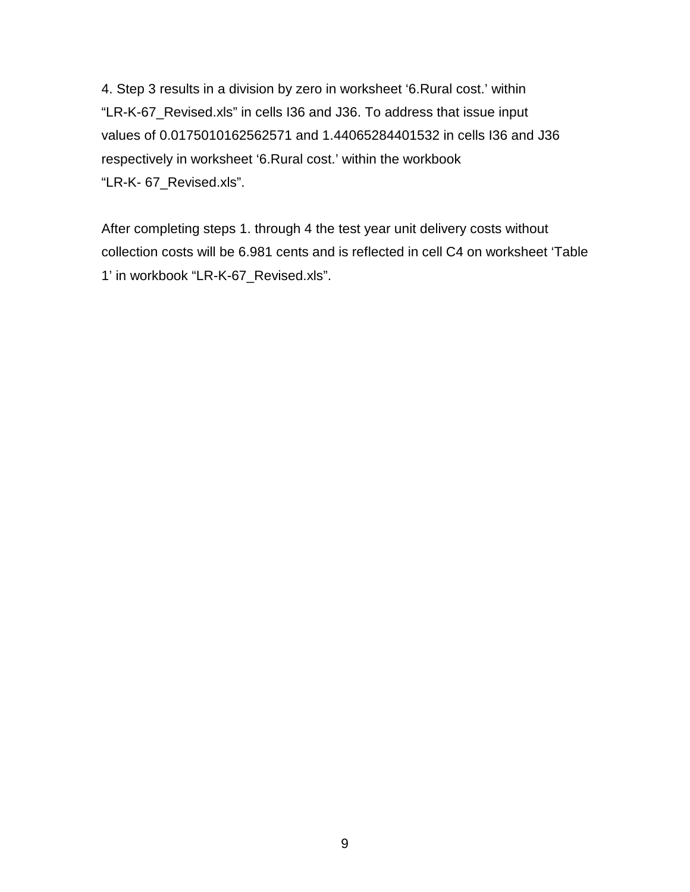4. Step 3 results in a division by zero in worksheet '6.Rural cost.' within "LR-K-67_Revised.xls" in cells I36 and J36. To address that issue input values of 0.0175010162562571 and 1.44065284401532 in cells I36 and J36 respectively in worksheet '6.Rural cost.' within the workbook "LR-K- 67_Revised.xls".

After completing steps 1. through 4 the test year unit delivery costs without collection costs will be 6.981 cents and is reflected in cell C4 on worksheet 'Table 1' in workbook "LR-K-67_Revised.xls".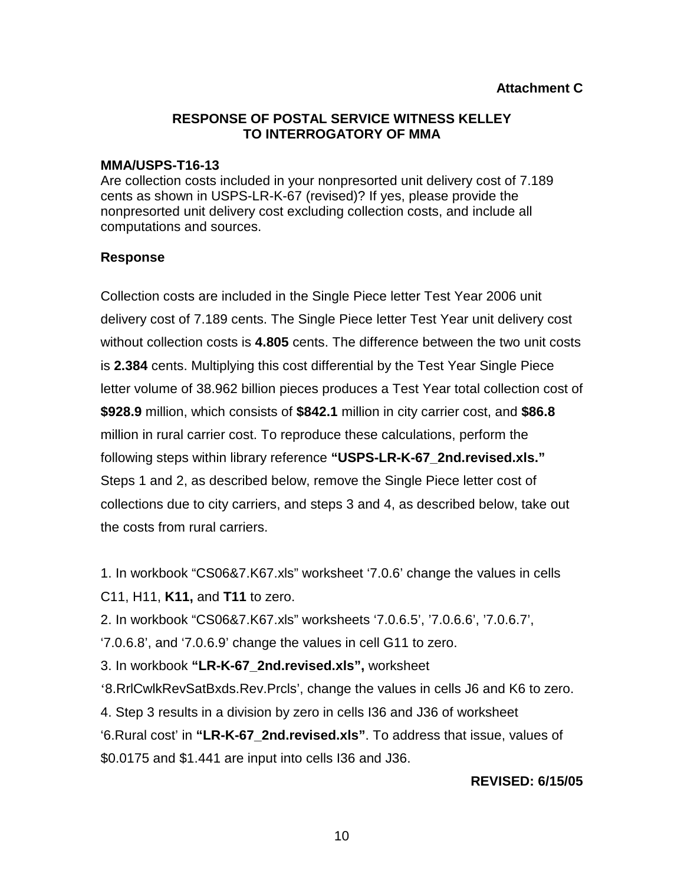**Attachment C**

**RESPONSE OF POSTAL SERVICE WITNESS KELLEY TO INTERROGATORY OF MMA**

**MMA/USPS-T16-13**
Are collection costs included in your nonpresorted unit delivery cost of 7.189 cents as shown in USPS-LR-K-67 (revised)? If yes, please provide the nonpresorted unit delivery cost excluding collection costs, and include all computations and sources.

**Response**

Collection costs are included in the Single Piece letter Test Year 2006 unit delivery cost of 7.189 cents. The Single Piece letter Test Year unit delivery cost without collection costs is **4.805** cents. The difference between the two unit costs is **2.384** cents. Multiplying this cost differential by the Test Year Single Piece letter volume of 38.962 billion pieces produces a Test Year total collection cost of **$928.9** million, which consists of **$842.1** million in city carrier cost, and **$86.8** million in rural carrier cost. To reproduce these calculations, perform the following steps within library reference **"USPS-LR-K-67_2nd.revised.xls."** Steps 1 and 2, as described below, remove the Single Piece letter cost of collections due to city carriers, and steps 3 and 4, as described below, take out the costs from rural carriers.

1. In workbook "CS06&7.K67.xls" worksheet '7.0.6' change the values in cells C11, H11, **K11,** and **T11** to zero.
2. In workbook "CS06&7.K67.xls" worksheets '7.0.6.5', '7.0.6.6', '7.0.6.7', '7.0.6.8', and '7.0.6.9' change the values in cell G11 to zero.
3. In workbook **"LR-K-67_2nd.revised.xls",** worksheet '8.RrlCwlkRevSatBxds.Rev.Prcls', change the values in cells J6 and K6 to zero.
4. Step 3 results in a division by zero in cells I36 and J36 of worksheet '6.Rural cost' in **"LR-K-67_2nd.revised.xls"**. To address that issue, values of $0.0175 and $1.441 are input into cells I36 and J36.

**REVISED: 6/15/05**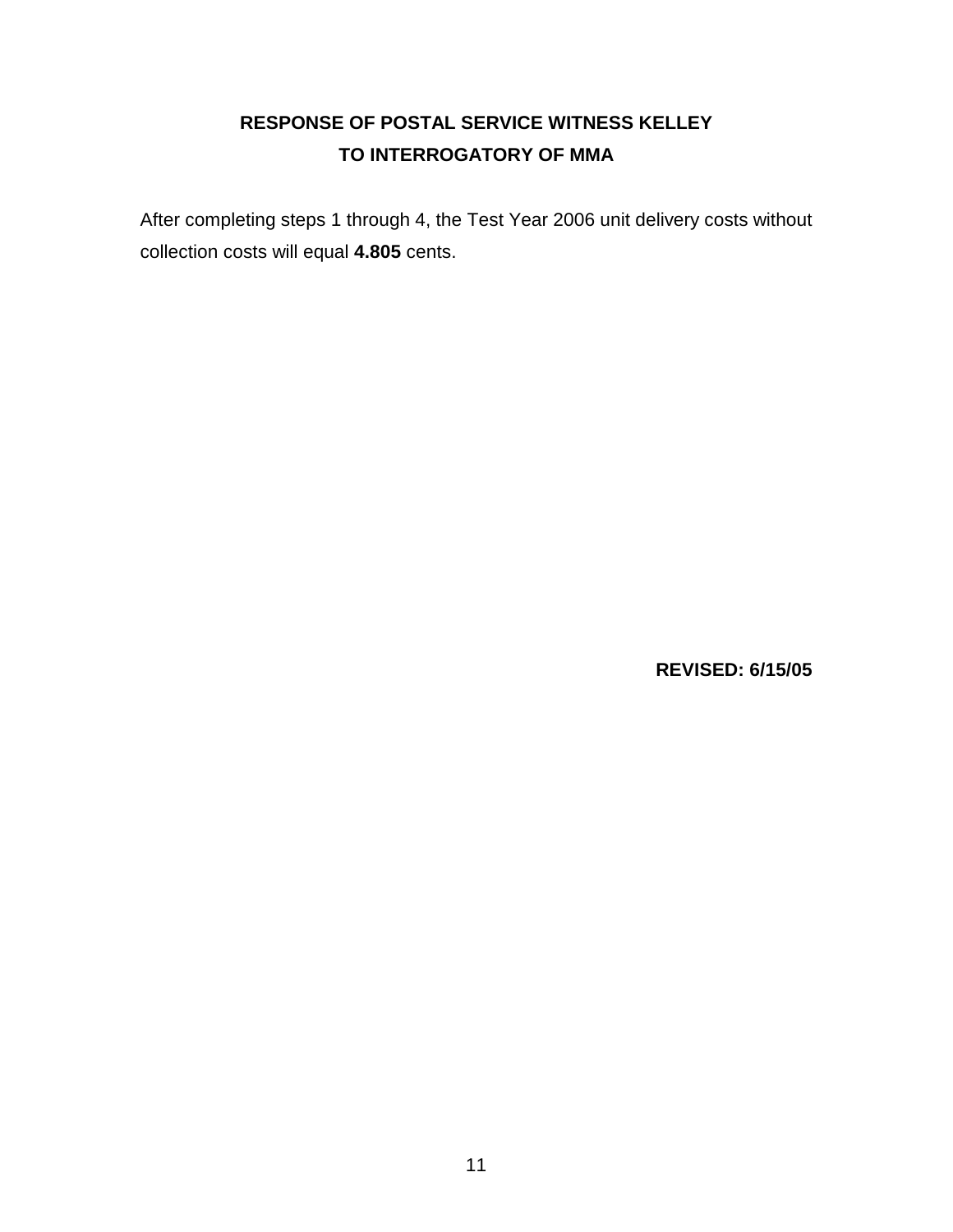**RESPONSE OF POSTAL SERVICE WITNESS KELLEY**
**TO INTERROGATORY OF MMA**

After completing steps 1 through 4, the Test Year 2006 unit delivery costs without collection costs will equal **4.805** cents.

**REVISED: 6/15/05**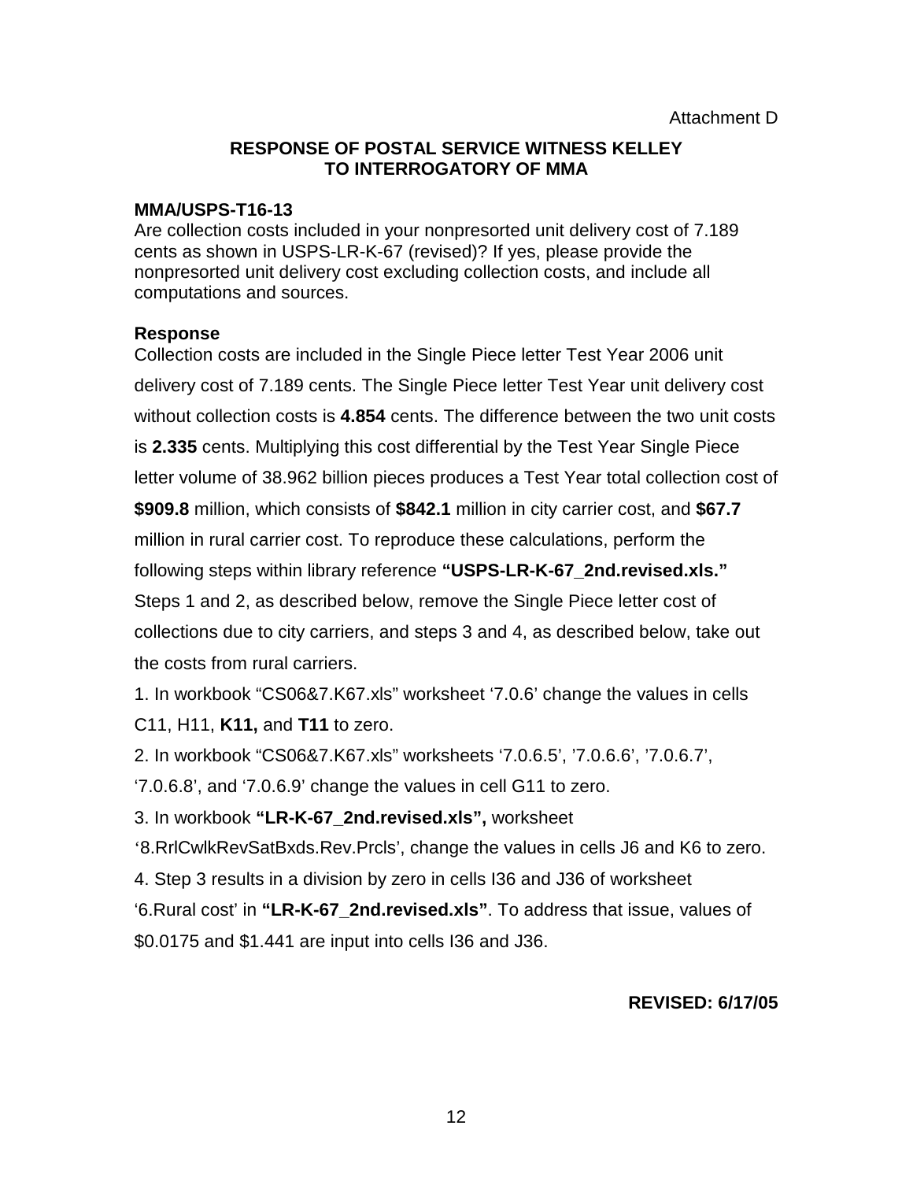Attachment D

**RESPONSE OF POSTAL SERVICE WITNESS KELLEY**
**TO INTERROGATORY OF MMA**

**MMA/USPS-T16-13**
Are collection costs included in your nonpresorted unit delivery cost of 7.189 cents as shown in USPS-LR-K-67 (revised)? If yes, please provide the nonpresorted unit delivery cost excluding collection costs, and include all computations and sources.

**Response**
Collection costs are included in the Single Piece letter Test Year 2006 unit delivery cost of 7.189 cents. The Single Piece letter Test Year unit delivery cost without collection costs is **4.854** cents. The difference between the two unit costs is **2.335** cents. Multiplying this cost differential by the Test Year Single Piece letter volume of 38.962 billion pieces produces a Test Year total collection cost of **$909.8** million, which consists of **$842.1** million in city carrier cost, and **$67.7** million in rural carrier cost. To reproduce these calculations, perform the following steps within library reference **"USPS-LR-K-67_2nd.revised.xls."** Steps 1 and 2, as described below, remove the Single Piece letter cost of collections due to city carriers, and steps 3 and 4, as described below, take out the costs from rural carriers.

1. In workbook "CS06&7.K67.xls" worksheet '7.0.6' change the values in cells C11, H11, **K11,** and **T11** to zero.
2. In workbook "CS06&7.K67.xls" worksheets '7.0.6.5', '7.0.6.6', '7.0.6.7', '7.0.6.8', and '7.0.6.9' change the values in cell G11 to zero.
3. In workbook **"LR-K-67_2nd.revised.xls",** worksheet '8.RrlCwlkRevSatBxds.Rev.Prcls', change the values in cells J6 and K6 to zero.
4. Step 3 results in a division by zero in cells I36 and J36 of worksheet '6.Rural cost' in **"LR-K-67_2nd.revised.xls"**. To address that issue, values of $0.0175 and $1.441 are input into cells I36 and J36.

**REVISED: 6/17/05**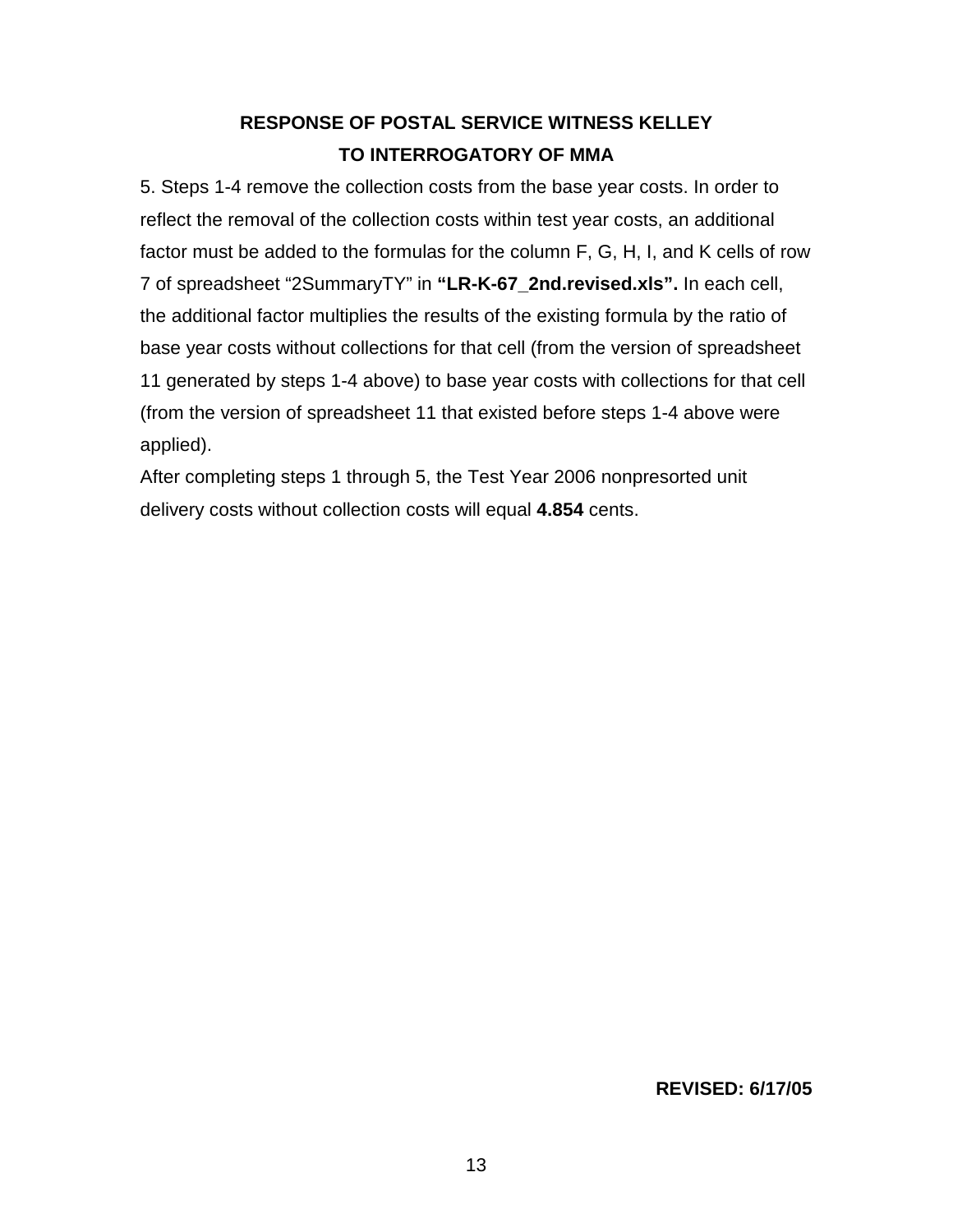**RESPONSE OF POSTAL SERVICE WITNESS KELLEY**
**TO INTERROGATORY OF MMA**

5. Steps 1-4 remove the collection costs from the base year costs. In order to reflect the removal of the collection costs within test year costs, an additional factor must be added to the formulas for the column F, G, H, I, and K cells of row 7 of spreadsheet "2SummaryTY" in **"LR-K-67_2nd.revised.xls".** In each cell, the additional factor multiplies the results of the existing formula by the ratio of base year costs without collections for that cell (from the version of spreadsheet 11 generated by steps 1-4 above) to base year costs with collections for that cell (from the version of spreadsheet 11 that existed before steps 1-4 above were applied).

After completing steps 1 through 5, the Test Year 2006 nonpresorted unit delivery costs without collection costs will equal **4.854** cents.

**REVISED: 6/17/05**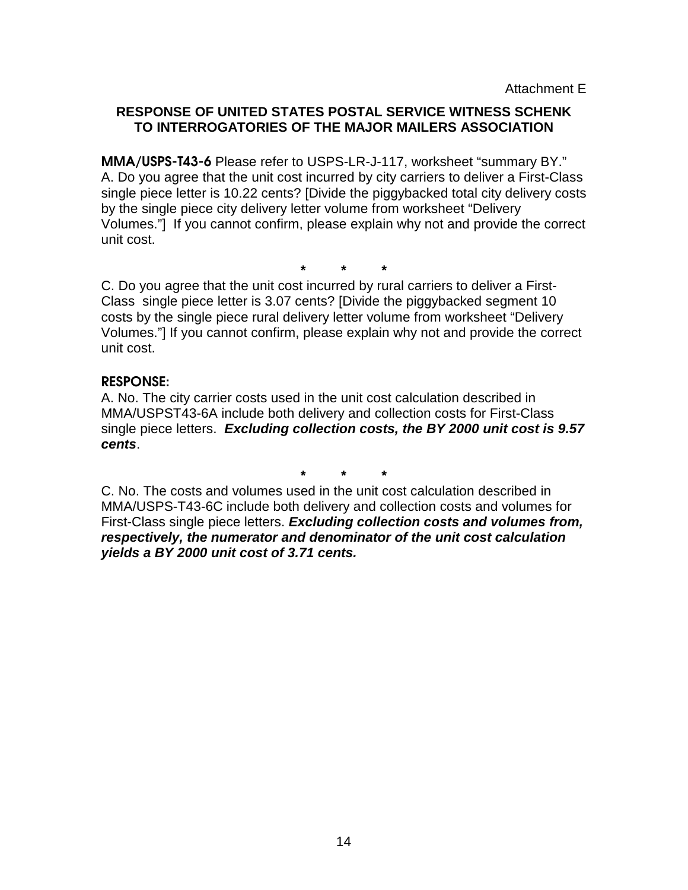Attachment E

**RESPONSE OF UNITED STATES POSTAL SERVICE WITNESS SCHENK TO INTERROGATORIES OF THE MAJOR MAILERS ASSOCIATION**

**MMA/USPS-T43-6** Please refer to USPS-LR-J-117, worksheet "summary BY."
A. Do you agree that the unit cost incurred by city carriers to deliver a First-Class single piece letter is 10.22 cents? [Divide the piggybacked total city delivery costs by the single piece city delivery letter volume from worksheet "Delivery Volumes."] If you cannot confirm, please explain why not and provide the correct unit cost.

\* \* \*

C. Do you agree that the unit cost incurred by rural carriers to deliver a First-Class single piece letter is 3.07 cents? [Divide the piggybacked segment 10 costs by the single piece rural delivery letter volume from worksheet "Delivery Volumes."] If you cannot confirm, please explain why not and provide the correct unit cost.

**RESPONSE:**

A. No. The city carrier costs used in the unit cost calculation described in MMA/USPST43-6A include both delivery and collection costs for First-Class single piece letters. ***Excluding collection costs, the BY 2000 unit cost is 9.57 cents***.

\* \* \*

C. No. The costs and volumes used in the unit cost calculation described in MMA/USPS-T43-6C include both delivery and collection costs and volumes for First-Class single piece letters. ***Excluding collection costs and volumes from, respectively, the numerator and denominator of the unit cost calculation yields a BY 2000 unit cost of 3.71 cents.***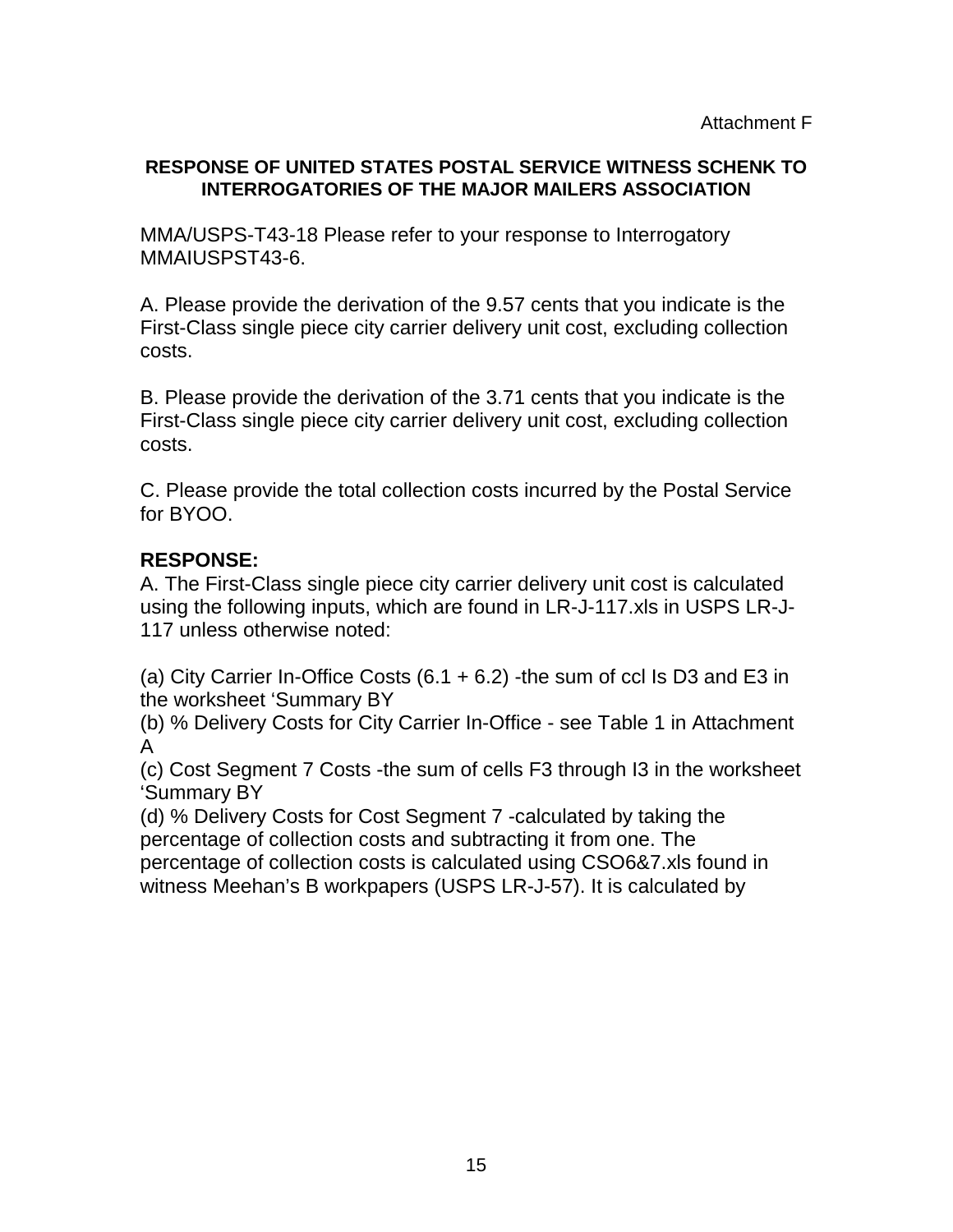Attachment F

**RESPONSE OF UNITED STATES POSTAL SERVICE WITNESS SCHENK TO INTERROGATORIES OF THE MAJOR MAILERS ASSOCIATION**

MMA/USPS-T43-18 Please refer to your response to Interrogatory MMAIUSPST43-6.

A. Please provide the derivation of the 9.57 cents that you indicate is the First-Class single piece city carrier delivery unit cost, excluding collection costs.

B. Please provide the derivation of the 3.71 cents that you indicate is the First-Class single piece city carrier delivery unit cost, excluding collection costs.

C. Please provide the total collection costs incurred by the Postal Service for BYOO.

**RESPONSE:**

A. The First-Class single piece city carrier delivery unit cost is calculated using the following inputs, which are found in LR-J-117.xls in USPS LR-J-117 unless otherwise noted:

(a) City Carrier In-Office Costs (6.1 + 6.2) -the sum of ccl Is D3 and E3 in the worksheet 'Summary BY

(b) % Delivery Costs for City Carrier In-Office - see Table 1 in Attachment A

(c) Cost Segment 7 Costs -the sum of cells F3 through I3 in the worksheet 'Summary BY

(d) % Delivery Costs for Cost Segment 7 -calculated by taking the percentage of collection costs and subtracting it from one. The percentage of collection costs is calculated using CSO6&7.xls found in witness Meehan's B workpapers (USPS LR-J-57). It is calculated by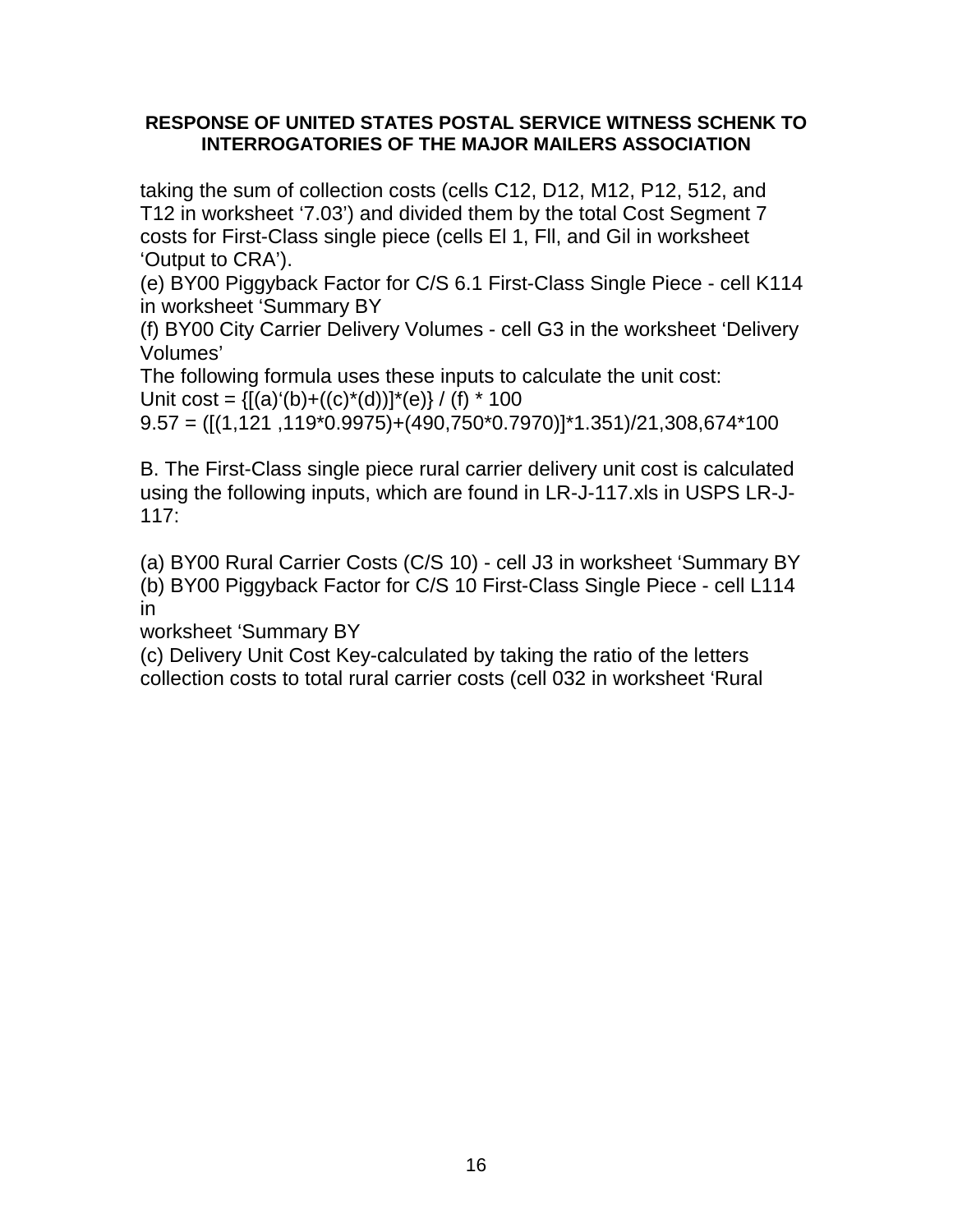**RESPONSE OF UNITED STATES POSTAL SERVICE WITNESS SCHENK TO INTERROGATORIES OF THE MAJOR MAILERS ASSOCIATION**

taking the sum of collection costs (cells C12, D12, M12, P12, 512, and T12 in worksheet '7.03') and divided them by the total Cost Segment 7 costs for First-Class single piece (cells El 1, Fll, and Gil in worksheet 'Output to CRA').

(e) BY00 Piggyback Factor for C/S 6.1 First-Class Single Piece - cell K114 in worksheet 'Summary BY

(f) BY00 City Carrier Delivery Volumes - cell G3 in the worksheet 'Delivery Volumes'

The following formula uses these inputs to calculate the unit cost:

Unit cost = {[(a)'(b)+((c)*(d))]*(e)} / (f) * 100

9.57 = ([(1,121 ,119*0.9975)+(490,750*0.7970)]*1.351)/21,308,674*100

B. The First-Class single piece rural carrier delivery unit cost is calculated using the following inputs, which are found in LR-J-117.xls in USPS LR-J-117:

(a) BY00 Rural Carrier Costs (C/S 10) - cell J3 in worksheet 'Summary BY

(b) BY00 Piggyback Factor for C/S 10 First-Class Single Piece - cell L114 in worksheet 'Summary BY

(c) Delivery Unit Cost Key-calculated by taking the ratio of the letters collection costs to total rural carrier costs (cell 032 in worksheet 'Rural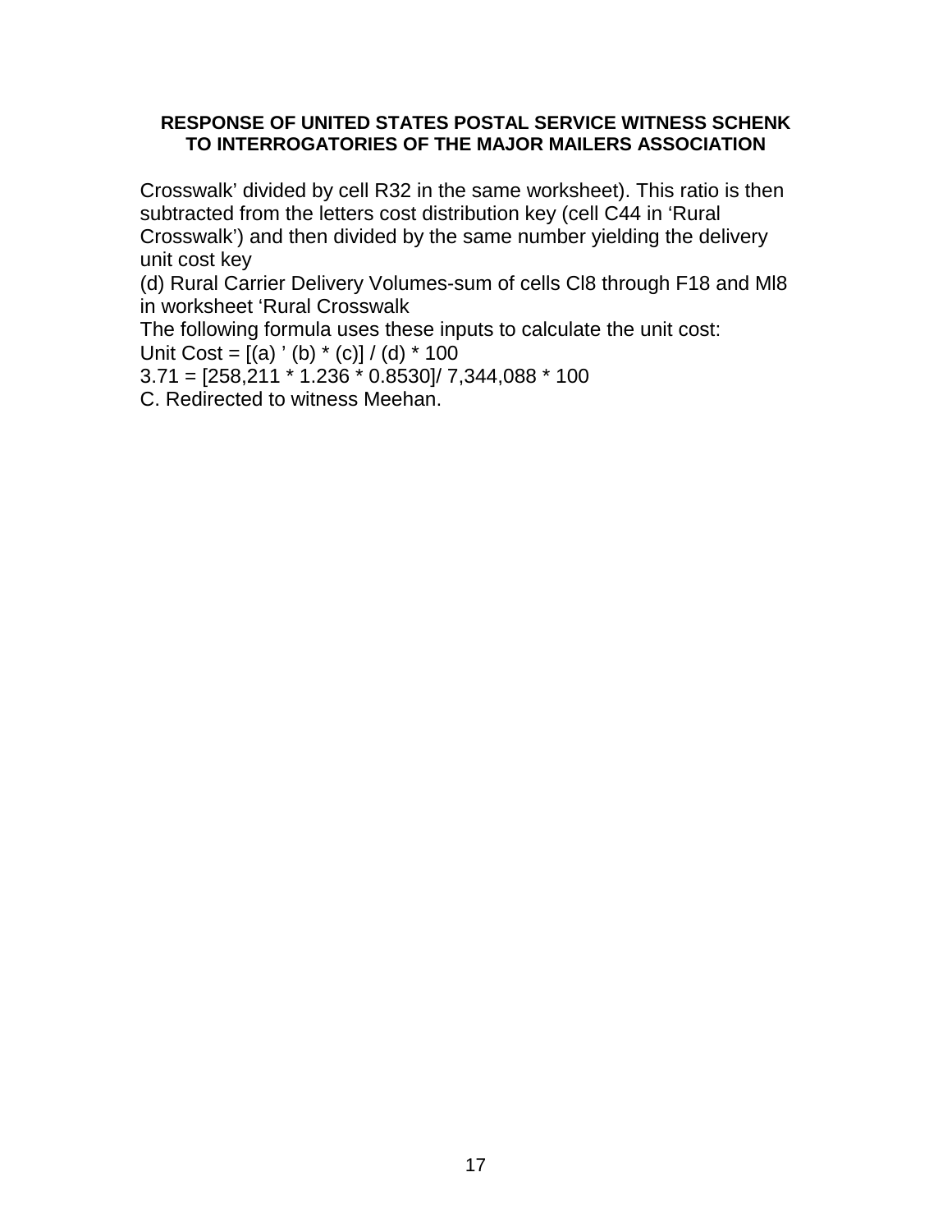**RESPONSE OF UNITED STATES POSTAL SERVICE WITNESS SCHENK TO INTERROGATORIES OF THE MAJOR MAILERS ASSOCIATION**

Crosswalk' divided by cell R32 in the same worksheet). This ratio is then subtracted from the letters cost distribution key (cell C44 in 'Rural Crosswalk') and then divided by the same number yielding the delivery unit cost key

(d) Rural Carrier Delivery Volumes-sum of cells Cl8 through F18 and Ml8 in worksheet 'Rural Crosswalk

The following formula uses these inputs to calculate the unit cost:

Unit Cost = [(a) ' (b) * (c)] / (d) * 100

3.71 = [258,211 * 1.236 * 0.8530]/ 7,344,088 * 100

C. Redirected to witness Meehan.